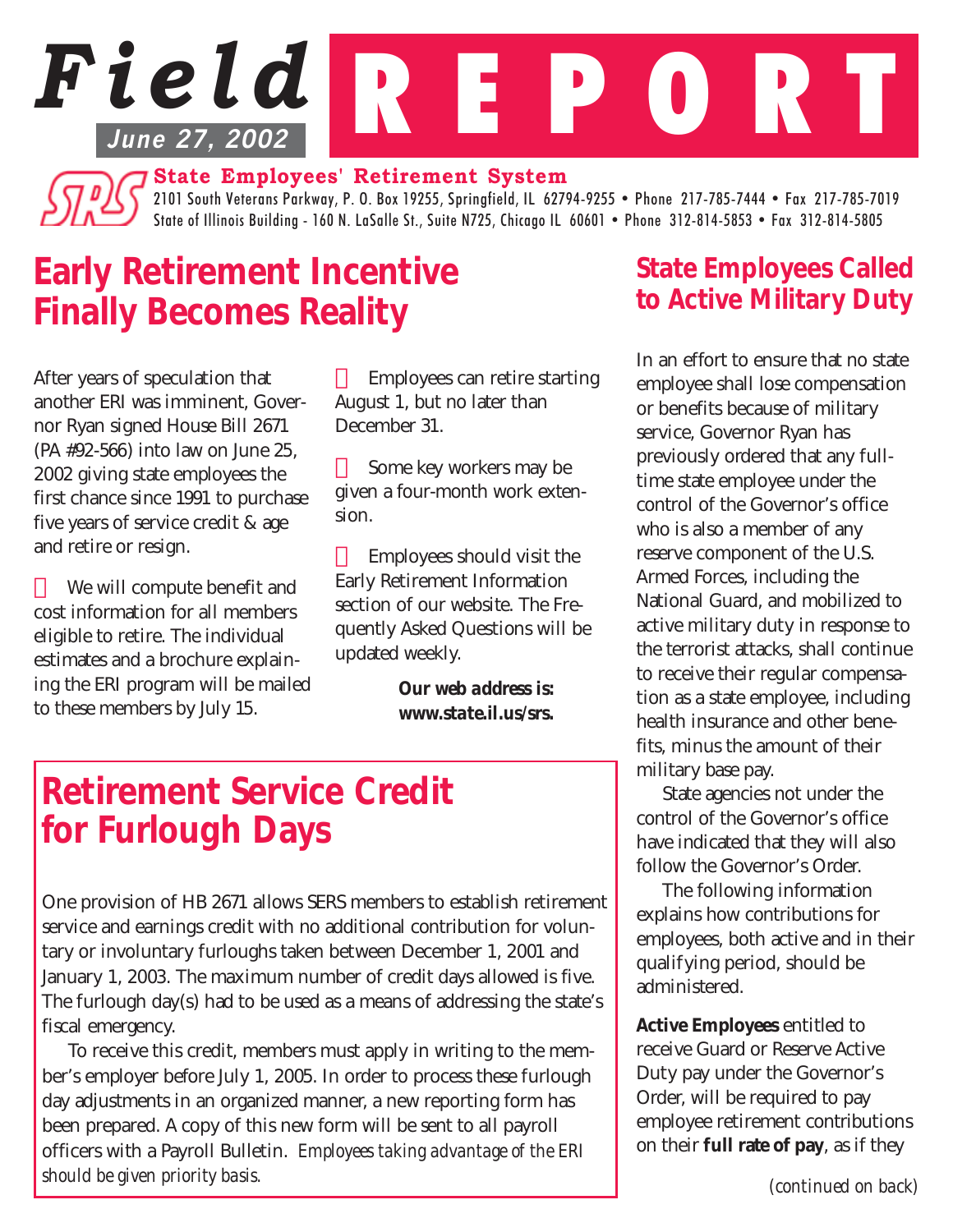# Field REPORT

**June 27, 2002**

**State Employees' Retirement System**

2101 South Veterans Parkway, P. O. Box 19255, Springfield, IL 62794-9255 • Phone 217-785-7444 • Fax 217-785-7019
State of Illinois Building - 160 N. LaSalle St., Suite N725, Chicago IL 60601 • Phone 312-814-5853 • Fax 312-814-5805

## Early Retirement Incentive Finally Becomes Reality

After years of speculation that another ERI was imminent, Governor Ryan signed House Bill 2671 (PA #92-566) into law on June 25, 2002 giving state employees the first chance since 1991 to purchase five years of service credit & age and retire or resign.

- We will compute benefit and cost information for all members eligible to retire. The individual estimates and a brochure explaining the ERI program will be mailed to these members by July 15.
- Employees can retire starting August 1, but no later than December 31.
- Some key workers may be given a four-month work extension.
- Employees should visit the Early Retirement Information section of our website. The Frequently Asked Questions will be updated weekly.

***Our web address is: www.state.il.us/srs.***

## Retirement Service Credit for Furlough Days

One provision of HB 2671 allows SERS members to establish retirement service and earnings credit with no additional contribution for voluntary or involuntary furloughs taken between December 1, 2001 and January 1, 2003. The maximum number of credit days allowed is five. The furlough day(s) had to be used as a means of addressing the state's fiscal emergency.

To receive this credit, members must apply in writing to the member's employer before July 1, 2005. In order to process these furlough day adjustments in an organized manner, a new reporting form has been prepared. A copy of this new form will be sent to all payroll officers with a Payroll Bulletin. *Employees taking advantage of the ERI should be given priority basis.*

## State Employees Called to Active Military Duty

In an effort to ensure that no state employee shall lose compensation or benefits because of military service, Governor Ryan has previously ordered that any full-time state employee under the control of the Governor's office who is also a member of any reserve component of the U.S. Armed Forces, including the National Guard, and mobilized to active military duty in response to the terrorist attacks, shall continue to receive their regular compensation as a state employee, including health insurance and other benefits, minus the amount of their military base pay.

State agencies not under the control of the Governor's office have indicated that they will also follow the Governor's Order.

The following information explains how contributions for employees, both active and in their qualifying period, should be administered.

**Active Employees** entitled to receive Guard or Reserve Active Duty pay under the Governor's Order, will be required to pay employee retirement contributions on their **full rate of pay**, as if they

*(continued on back)*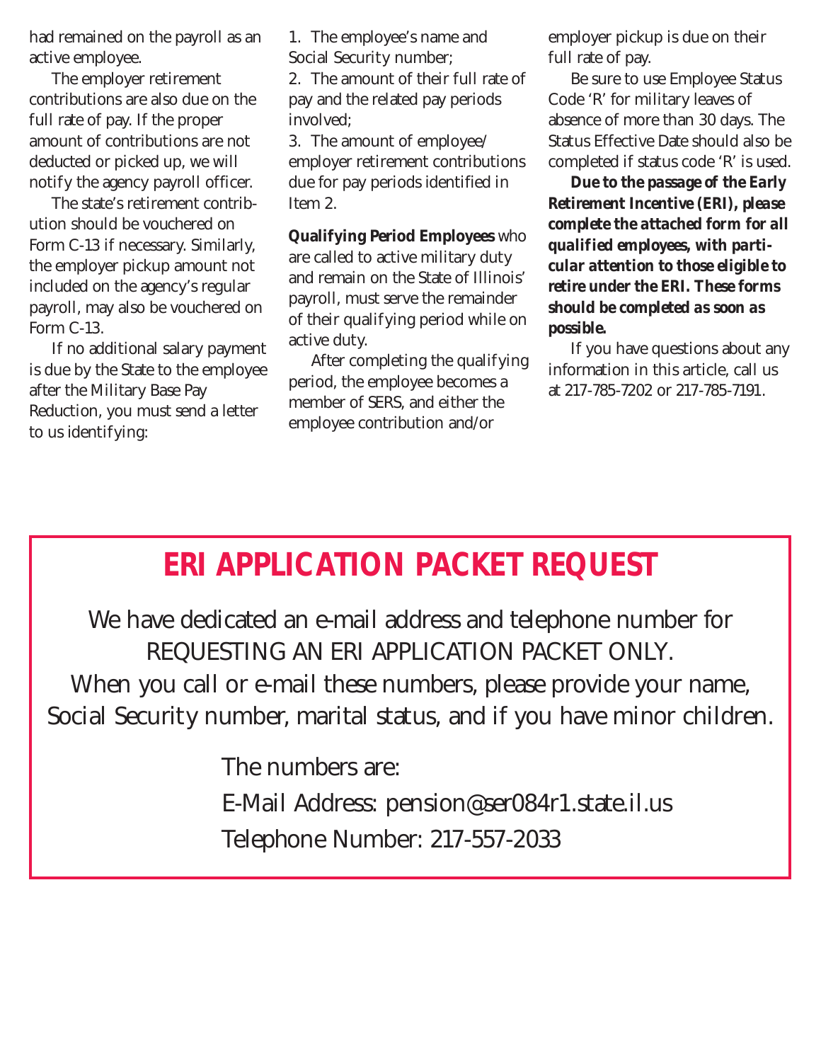had remained on the payroll as an active employee.

The employer retirement contributions are also due on the full rate of pay. If the proper amount of contributions are not deducted or picked up, we will notify the agency payroll officer.

The state's retirement contribution should be vouchered on Form C-13 if necessary. Similarly, the employer pickup amount not included on the agency's regular payroll, may also be vouchered on Form C-13.

If no additional salary payment is due by the State to the employee after the Military Base Pay Reduction, you must send a letter to us identifying:

1. The employee's name and Social Security number;
2. The amount of their full rate of pay and the related pay periods involved;
3. The amount of employee/ employer retirement contributions due for pay periods identified in Item 2.

**Qualifying Period Employees** who are called to active military duty and remain on the State of Illinois' payroll, must serve the remainder of their qualifying period while on active duty.

After completing the qualifying period, the employee becomes a member of SERS, and either the employee contribution and/or employer pickup is due on their full rate of pay.

Be sure to use Employee Status Code 'R' for military leaves of absence of more than 30 days. The Status Effective Date should also be completed if status code 'R' is used.

***Due to the passage of the Early Retirement Incentive (ERI), please complete the attached form for all qualified employees, with particular attention to those eligible to retire under the ERI. These forms should be completed as soon as possible.***

If you have questions about any information in this article, call us at 217-785-7202 or 217-785-7191.

## ERI APPLICATION PACKET REQUEST

We have dedicated an e-mail address and telephone number for REQUESTING AN ERI APPLICATION PACKET ONLY.
When you call or e-mail these numbers, please provide your name, Social Security number, marital status, and if you have minor children.

The numbers are:

E-Mail Address: pension@ser084r1.state.il.us

Telephone Number: 217-557-2033